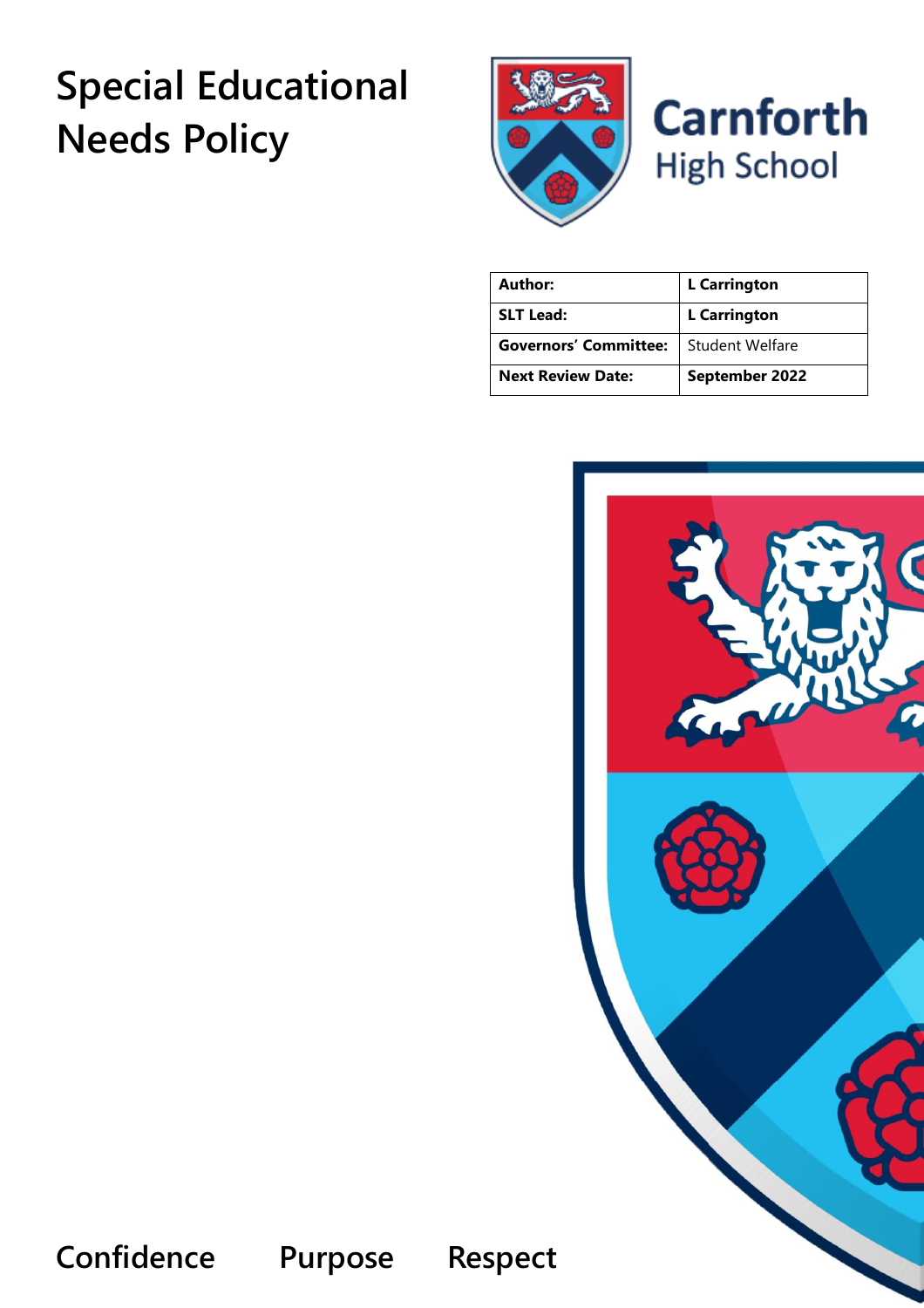# Special Educational Needs Policy

Carnforth High School

| Author: | L Carrington |
|---|---|
| SLT Lead: | L Carrington |
| Governors' Committee: | Student Welfare |
| Next Review Date: | September 2022 |

Confidence Purpose Respect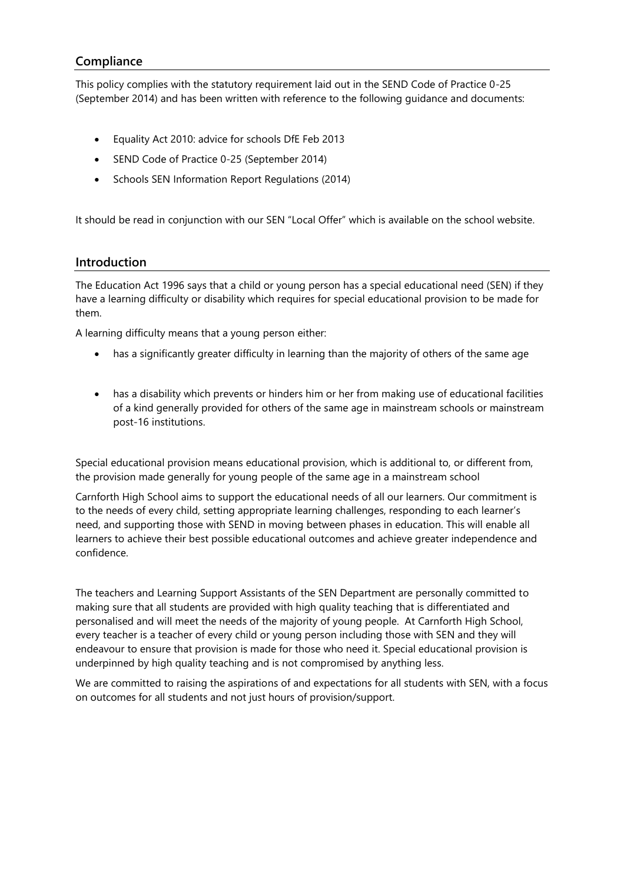## Compliance

This policy complies with the statutory requirement laid out in the SEND Code of Practice 0-25 (September 2014) and has been written with reference to the following guidance and documents:

- Equality Act 2010: advice for schools DfE Feb 2013
- SEND Code of Practice 0-25 (September 2014)
- Schools SEN Information Report Regulations (2014)

It should be read in conjunction with our SEN "Local Offer" which is available on the school website.

## Introduction

The Education Act 1996 says that a child or young person has a special educational need (SEN) if they have a learning difficulty or disability which requires for special educational provision to be made for them.

A learning difficulty means that a young person either:

- has a significantly greater difficulty in learning than the majority of others of the same age
- has a disability which prevents or hinders him or her from making use of educational facilities of a kind generally provided for others of the same age in mainstream schools or mainstream post-16 institutions.

Special educational provision means educational provision, which is additional to, or different from, the provision made generally for young people of the same age in a mainstream school

Carnforth High School aims to support the educational needs of all our learners. Our commitment is to the needs of every child, setting appropriate learning challenges, responding to each learner's need, and supporting those with SEND in moving between phases in education. This will enable all learners to achieve their best possible educational outcomes and achieve greater independence and confidence.

The teachers and Learning Support Assistants of the SEN Department are personally committed to making sure that all students are provided with high quality teaching that is differentiated and personalised and will meet the needs of the majority of young people. At Carnforth High School, every teacher is a teacher of every child or young person including those with SEN and they will endeavour to ensure that provision is made for those who need it. Special educational provision is underpinned by high quality teaching and is not compromised by anything less.

We are committed to raising the aspirations of and expectations for all students with SEN, with a focus on outcomes for all students and not just hours of provision/support.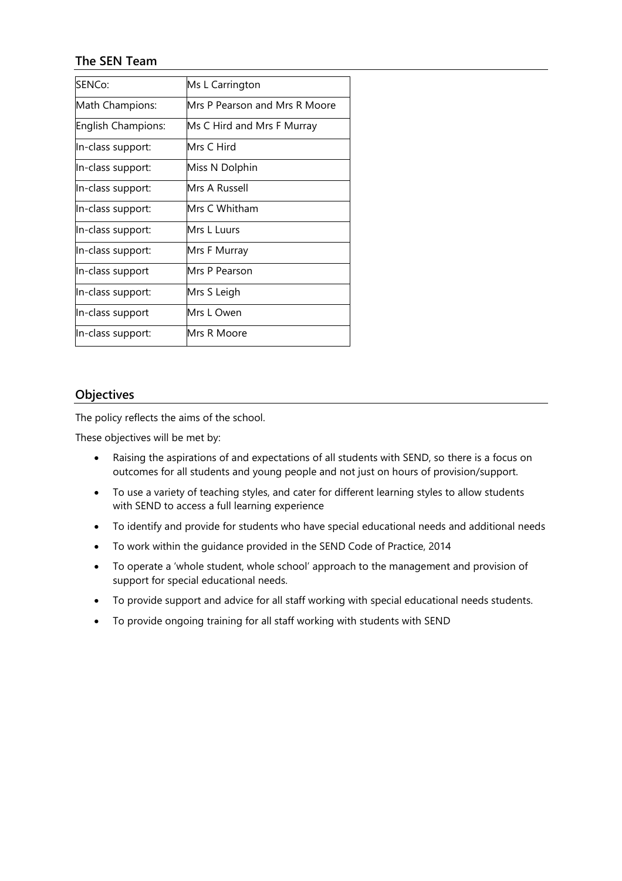## The SEN Team

| SENCo: | Ms L Carrington |
|---|---|
| Math Champions: | Mrs P Pearson and Mrs R Moore |
| English Champions: | Ms C Hird and Mrs F Murray |
| In-class support: | Mrs C Hird |
| In-class support: | Miss N Dolphin |
| In-class support: | Mrs A Russell |
| In-class support: | Mrs C Whitham |
| In-class support: | Mrs L Luurs |
| In-class support: | Mrs F Murray |
| In-class support | Mrs P Pearson |
| In-class support: | Mrs S Leigh |
| In-class support | Mrs L Owen |
| In-class support: | Mrs R Moore |

## Objectives

The policy reflects the aims of the school.

These objectives will be met by:

- Raising the aspirations of and expectations of all students with SEND, so there is a focus on outcomes for all students and young people and not just on hours of provision/support.
- To use a variety of teaching styles, and cater for different learning styles to allow students with SEND to access a full learning experience
- To identify and provide for students who have special educational needs and additional needs
- To work within the guidance provided in the SEND Code of Practice, 2014
- To operate a 'whole student, whole school' approach to the management and provision of support for special educational needs.
- To provide support and advice for all staff working with special educational needs students.
- To provide ongoing training for all staff working with students with SEND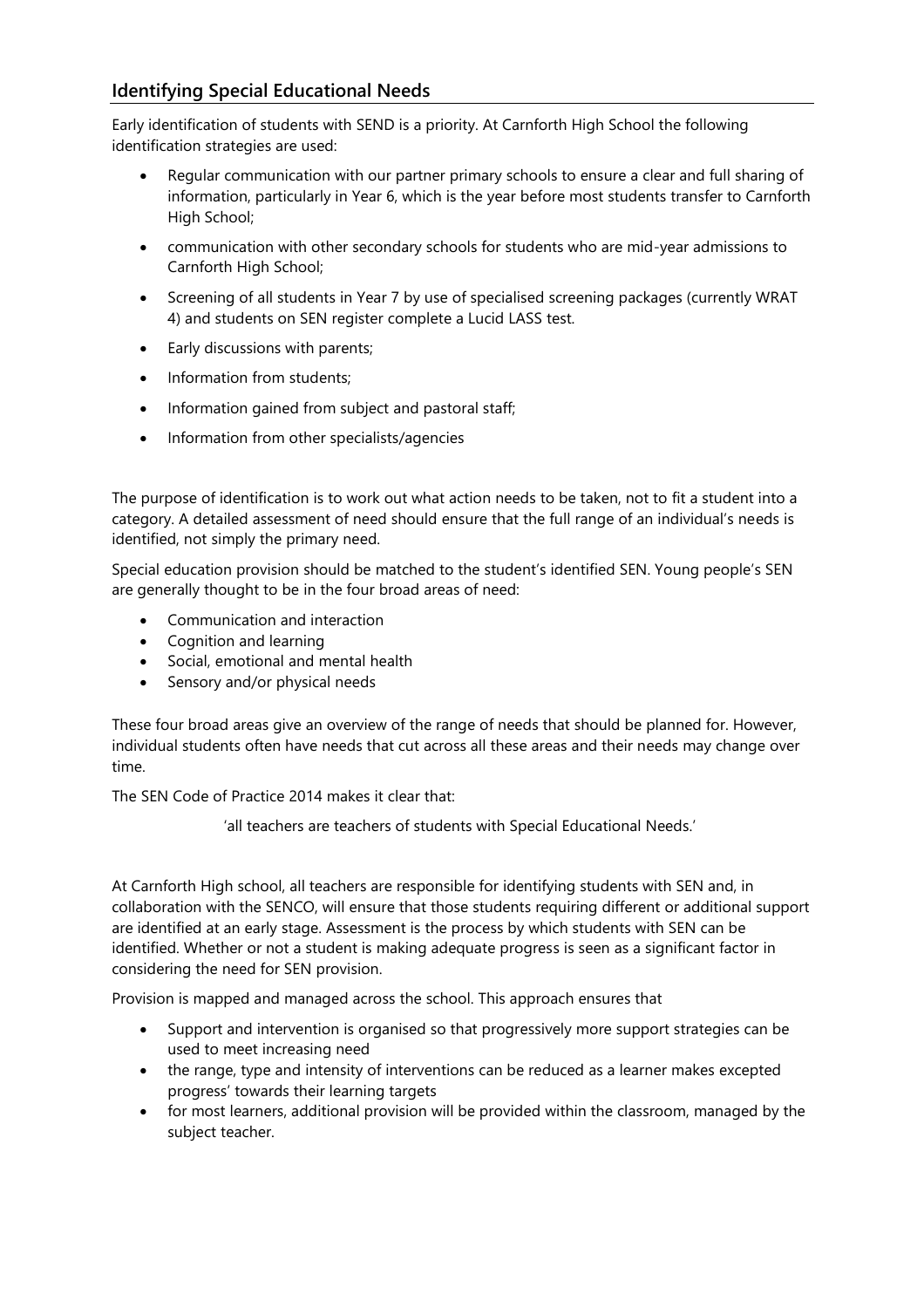## Identifying Special Educational Needs

Early identification of students with SEND is a priority. At Carnforth High School the following identification strategies are used:

- Regular communication with our partner primary schools to ensure a clear and full sharing of information, particularly in Year 6, which is the year before most students transfer to Carnforth High School;
- communication with other secondary schools for students who are mid-year admissions to Carnforth High School;
- Screening of all students in Year 7 by use of specialised screening packages (currently WRAT 4) and students on SEN register complete a Lucid LASS test.
- Early discussions with parents;
- Information from students;
- Information gained from subject and pastoral staff;
- Information from other specialists/agencies

The purpose of identification is to work out what action needs to be taken, not to fit a student into a category. A detailed assessment of need should ensure that the full range of an individual's needs is identified, not simply the primary need.

Special education provision should be matched to the student's identified SEN. Young people's SEN are generally thought to be in the four broad areas of need:

- Communication and interaction
- Cognition and learning
- Social, emotional and mental health
- Sensory and/or physical needs

These four broad areas give an overview of the range of needs that should be planned for. However, individual students often have needs that cut across all these areas and their needs may change over time.

The SEN Code of Practice 2014 makes it clear that:

'all teachers are teachers of students with Special Educational Needs.'

At Carnforth High school, all teachers are responsible for identifying students with SEN and, in collaboration with the SENCO, will ensure that those students requiring different or additional support are identified at an early stage. Assessment is the process by which students with SEN can be identified. Whether or not a student is making adequate progress is seen as a significant factor in considering the need for SEN provision.

Provision is mapped and managed across the school. This approach ensures that

- Support and intervention is organised so that progressively more support strategies can be used to meet increasing need
- the range, type and intensity of interventions can be reduced as a learner makes excepted progress' towards their learning targets
- for most learners, additional provision will be provided within the classroom, managed by the subject teacher.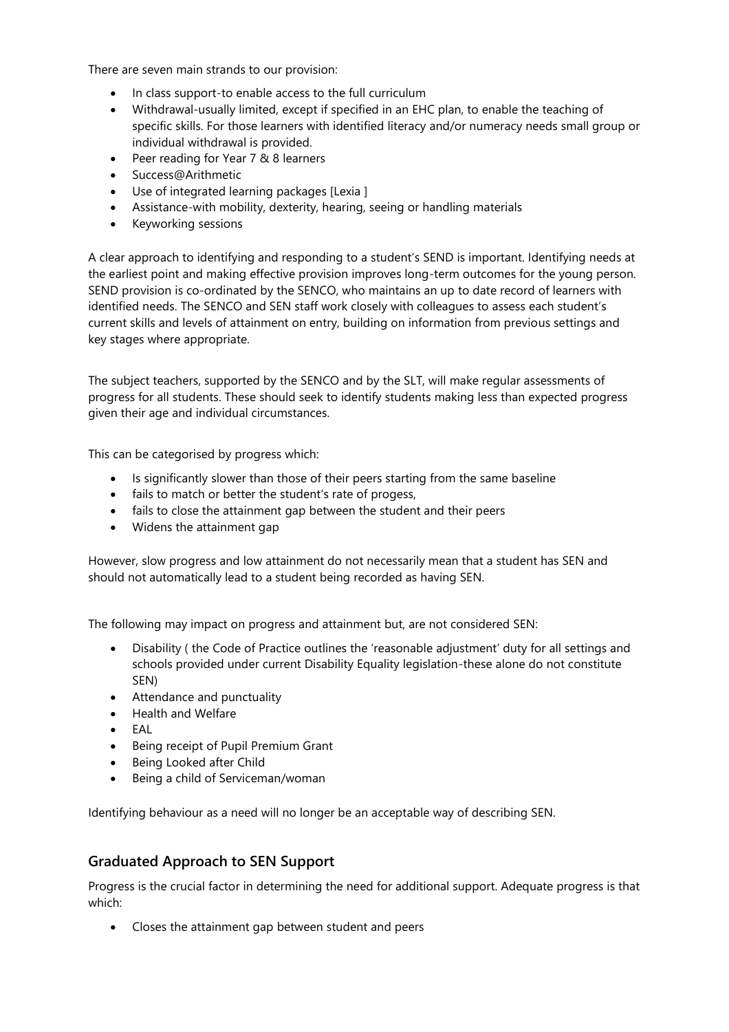There are seven main strands to our provision:

- In class support-to enable access to the full curriculum
- Withdrawal-usually limited, except if specified in an EHC plan, to enable the teaching of specific skills. For those learners with identified literacy and/or numeracy needs small group or individual withdrawal is provided.
- Peer reading for Year 7 & 8 learners
- Success@Arithmetic
- Use of integrated learning packages [Lexia ]
- Assistance-with mobility, dexterity, hearing, seeing or handling materials
- Keyworking sessions

A clear approach to identifying and responding to a student's SEND is important. Identifying needs at the earliest point and making effective provision improves long-term outcomes for the young person. SEND provision is co-ordinated by the SENCO, who maintains an up to date record of learners with identified needs. The SENCO and SEN staff work closely with colleagues to assess each student's current skills and levels of attainment on entry, building on information from previous settings and key stages where appropriate.

The subject teachers, supported by the SENCO and by the SLT, will make regular assessments of progress for all students. These should seek to identify students making less than expected progress given their age and individual circumstances.

This can be categorised by progress which:

- Is significantly slower than those of their peers starting from the same baseline
- fails to match or better the student's rate of progess,
- fails to close the attainment gap between the student and their peers
- Widens the attainment gap

However, slow progress and low attainment do not necessarily mean that a student has SEN and should not automatically lead to a student being recorded as having SEN.

The following may impact on progress and attainment but, are not considered SEN:

- Disability ( the Code of Practice outlines the 'reasonable adjustment' duty for all settings and schools provided under current Disability Equality legislation-these alone do not constitute SEN)
- Attendance and punctuality
- Health and Welfare
- EAL
- Being receipt of Pupil Premium Grant
- Being Looked after Child
- Being a child of Serviceman/woman

Identifying behaviour as a need will no longer be an acceptable way of describing SEN.

## Graduated Approach to SEN Support

Progress is the crucial factor in determining the need for additional support. Adequate progress is that which:

- Closes the attainment gap between student and peers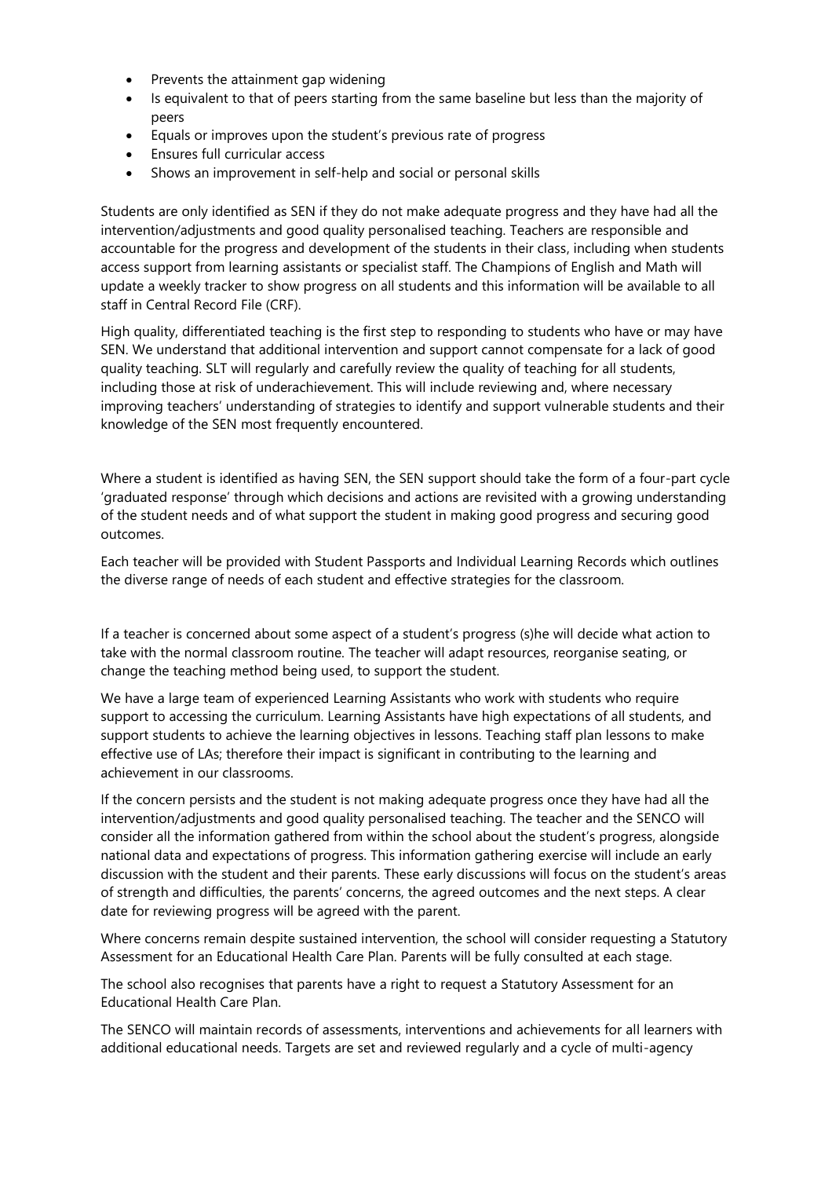- Prevents the attainment gap widening
- Is equivalent to that of peers starting from the same baseline but less than the majority of peers
- Equals or improves upon the student's previous rate of progress
- Ensures full curricular access
- Shows an improvement in self-help and social or personal skills

Students are only identified as SEN if they do not make adequate progress and they have had all the intervention/adjustments and good quality personalised teaching. Teachers are responsible and accountable for the progress and development of the students in their class, including when students access support from learning assistants or specialist staff. The Champions of English and Math will update a weekly tracker to show progress on all students and this information will be available to all staff in Central Record File (CRF).

High quality, differentiated teaching is the first step to responding to students who have or may have SEN. We understand that additional intervention and support cannot compensate for a lack of good quality teaching. SLT will regularly and carefully review the quality of teaching for all students, including those at risk of underachievement. This will include reviewing and, where necessary improving teachers' understanding of strategies to identify and support vulnerable students and their knowledge of the SEN most frequently encountered.

Where a student is identified as having SEN, the SEN support should take the form of a four-part cycle 'graduated response' through which decisions and actions are revisited with a growing understanding of the student needs and of what support the student in making good progress and securing good outcomes.

Each teacher will be provided with Student Passports and Individual Learning Records which outlines the diverse range of needs of each student and effective strategies for the classroom.

If a teacher is concerned about some aspect of a student's progress (s)he will decide what action to take with the normal classroom routine. The teacher will adapt resources, reorganise seating, or change the teaching method being used, to support the student.

We have a large team of experienced Learning Assistants who work with students who require support to accessing the curriculum. Learning Assistants have high expectations of all students, and support students to achieve the learning objectives in lessons. Teaching staff plan lessons to make effective use of LAs; therefore their impact is significant in contributing to the learning and achievement in our classrooms.

If the concern persists and the student is not making adequate progress once they have had all the intervention/adjustments and good quality personalised teaching. The teacher and the SENCO will consider all the information gathered from within the school about the student's progress, alongside national data and expectations of progress. This information gathering exercise will include an early discussion with the student and their parents. These early discussions will focus on the student's areas of strength and difficulties, the parents' concerns, the agreed outcomes and the next steps. A clear date for reviewing progress will be agreed with the parent.

Where concerns remain despite sustained intervention, the school will consider requesting a Statutory Assessment for an Educational Health Care Plan. Parents will be fully consulted at each stage.

The school also recognises that parents have a right to request a Statutory Assessment for an Educational Health Care Plan.

The SENCO will maintain records of assessments, interventions and achievements for all learners with additional educational needs. Targets are set and reviewed regularly and a cycle of multi-agency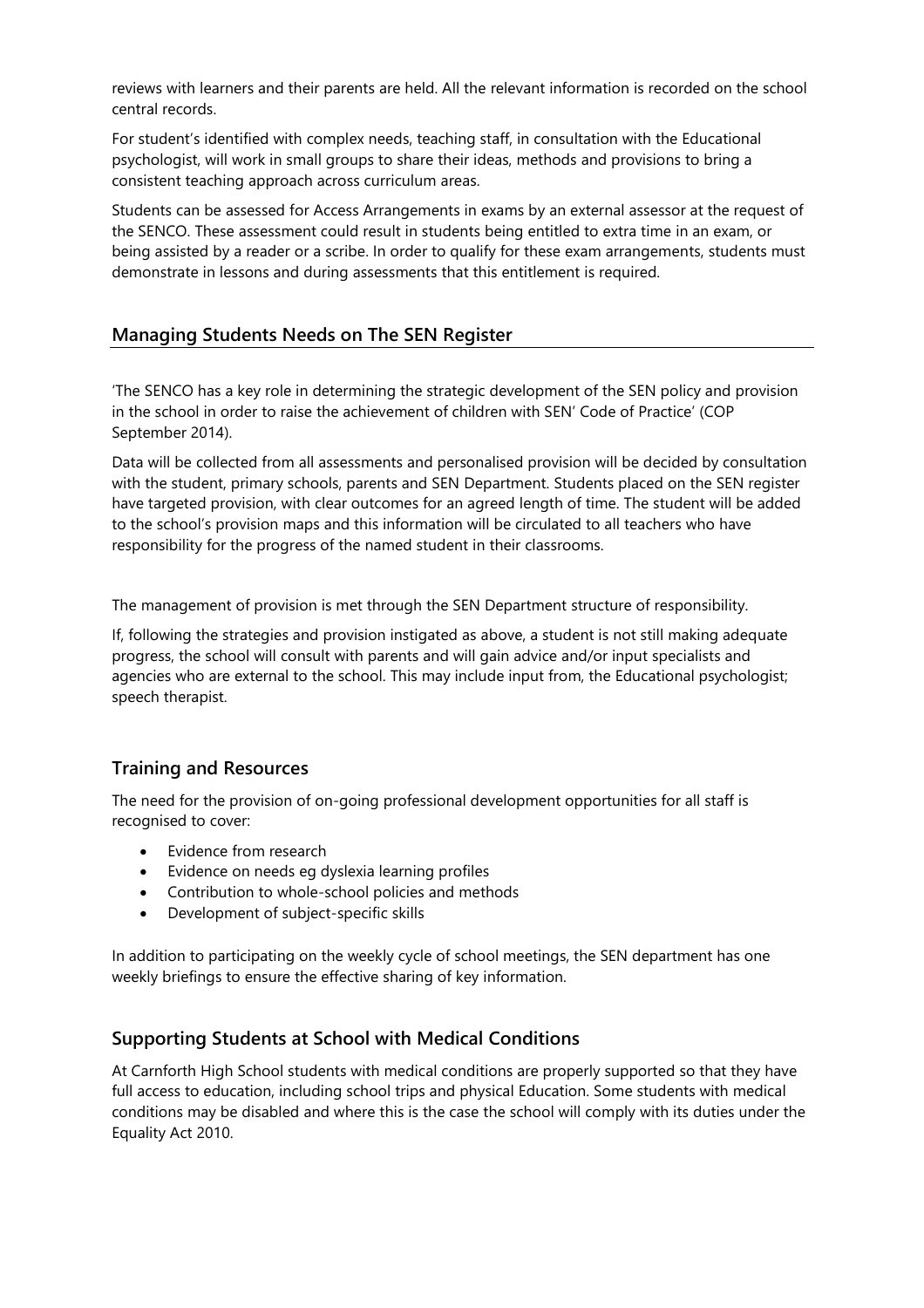reviews with learners and their parents are held. All the relevant information is recorded on the school central records.

For student's identified with complex needs, teaching staff, in consultation with the Educational psychologist, will work in small groups to share their ideas, methods and provisions to bring a consistent teaching approach across curriculum areas.

Students can be assessed for Access Arrangements in exams by an external assessor at the request of the SENCO. These assessment could result in students being entitled to extra time in an exam, or being assisted by a reader or a scribe. In order to qualify for these exam arrangements, students must demonstrate in lessons and during assessments that this entitlement is required.

## Managing Students Needs on The SEN Register

'The SENCO has a key role in determining the strategic development of the SEN policy and provision in the school in order to raise the achievement of children with SEN' Code of Practice' (COP September 2014).

Data will be collected from all assessments and personalised provision will be decided by consultation with the student, primary schools, parents and SEN Department. Students placed on the SEN register have targeted provision, with clear outcomes for an agreed length of time. The student will be added to the school's provision maps and this information will be circulated to all teachers who have responsibility for the progress of the named student in their classrooms.

The management of provision is met through the SEN Department structure of responsibility.

If, following the strategies and provision instigated as above, a student is not still making adequate progress, the school will consult with parents and will gain advice and/or input specialists and agencies who are external to the school. This may include input from, the Educational psychologist; speech therapist.

## Training and Resources

The need for the provision of on-going professional development opportunities for all staff is recognised to cover:

- Evidence from research
- Evidence on needs eg dyslexia learning profiles
- Contribution to whole-school policies and methods
- Development of subject-specific skills

In addition to participating on the weekly cycle of school meetings, the SEN department has one weekly briefings to ensure the effective sharing of key information.

## Supporting Students at School with Medical Conditions

At Carnforth High School students with medical conditions are properly supported so that they have full access to education, including school trips and physical Education. Some students with medical conditions may be disabled and where this is the case the school will comply with its duties under the Equality Act 2010.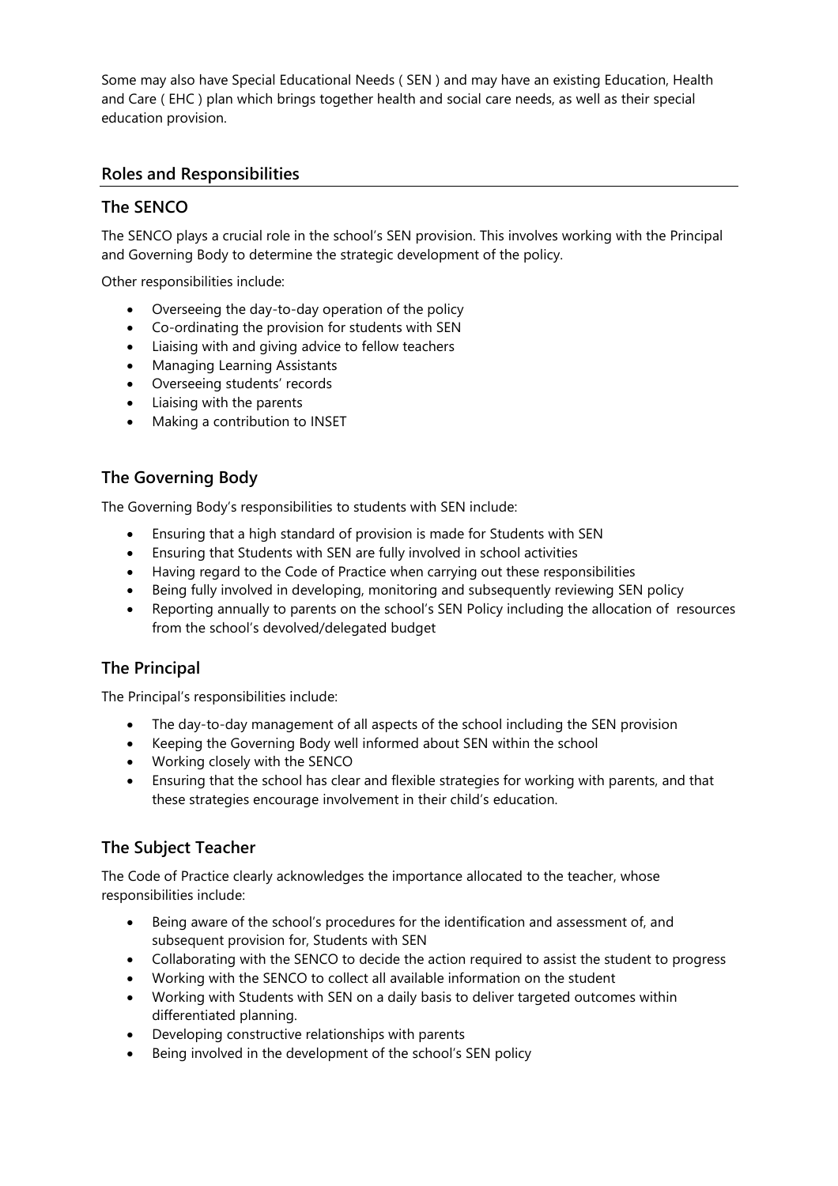Some may also have Special Educational Needs ( SEN ) and may have an existing Education, Health and Care ( EHC ) plan which brings together health and social care needs, as well as their special education provision.

## Roles and Responsibilities

### The SENCO

The SENCO plays a crucial role in the school's SEN provision. This involves working with the Principal and Governing Body to determine the strategic development of the policy.

Other responsibilities include:

- Overseeing the day-to-day operation of the policy
- Co-ordinating the provision for students with SEN
- Liaising with and giving advice to fellow teachers
- Managing Learning Assistants
- Overseeing students' records
- Liaising with the parents
- Making a contribution to INSET

### The Governing Body

The Governing Body's responsibilities to students with SEN include:

- Ensuring that a high standard of provision is made for Students with SEN
- Ensuring that Students with SEN are fully involved in school activities
- Having regard to the Code of Practice when carrying out these responsibilities
- Being fully involved in developing, monitoring and subsequently reviewing SEN policy
- Reporting annually to parents on the school's SEN Policy including the allocation of resources from the school's devolved/delegated budget

### The Principal

The Principal's responsibilities include:

- The day-to-day management of all aspects of the school including the SEN provision
- Keeping the Governing Body well informed about SEN within the school
- Working closely with the SENCO
- Ensuring that the school has clear and flexible strategies for working with parents, and that these strategies encourage involvement in their child's education.

### The Subject Teacher

The Code of Practice clearly acknowledges the importance allocated to the teacher, whose responsibilities include:

- Being aware of the school's procedures for the identification and assessment of, and subsequent provision for, Students with SEN
- Collaborating with the SENCO to decide the action required to assist the student to progress
- Working with the SENCO to collect all available information on the student
- Working with Students with SEN on a daily basis to deliver targeted outcomes within differentiated planning.
- Developing constructive relationships with parents
- Being involved in the development of the school's SEN policy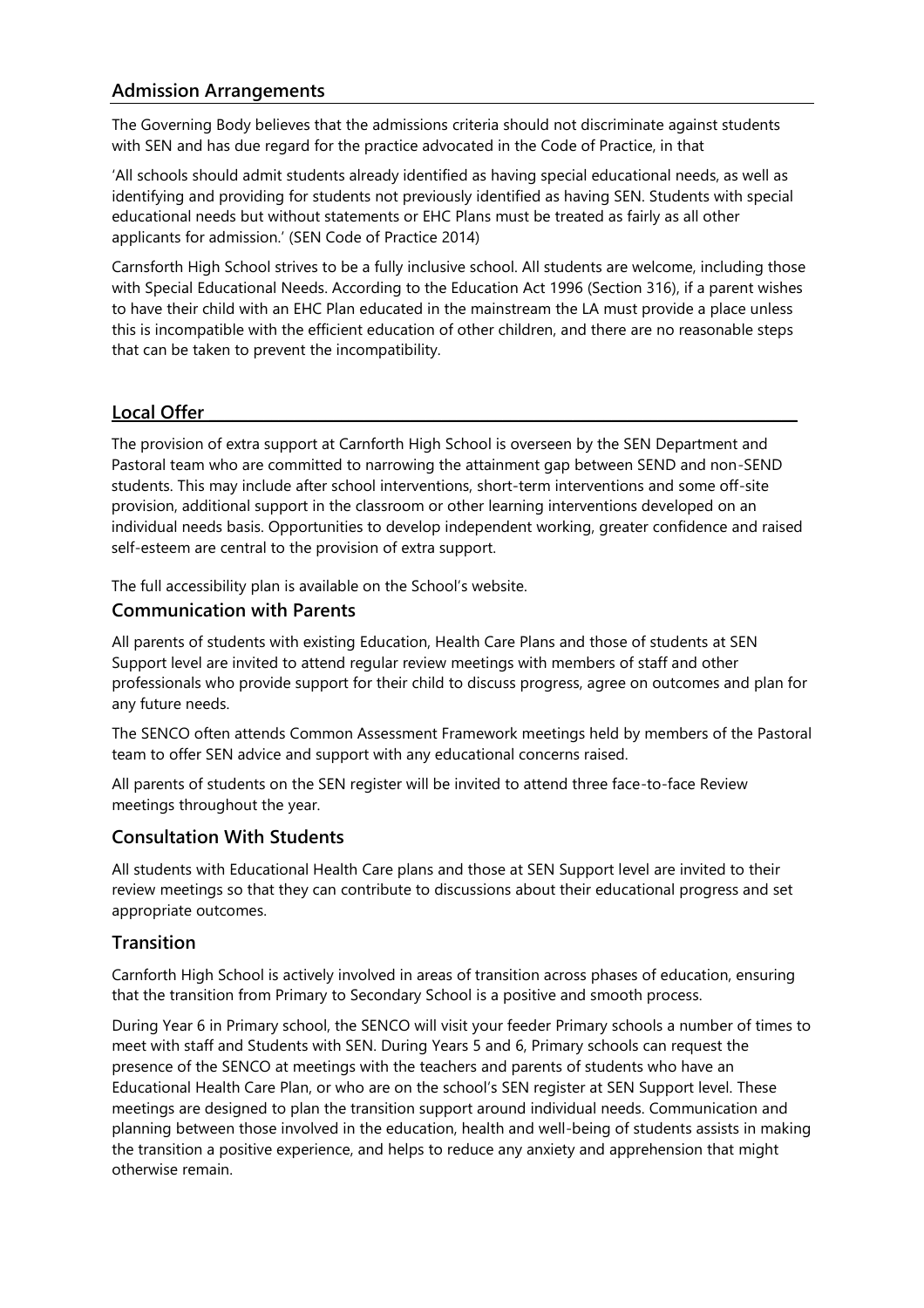## Admission Arrangements

The Governing Body believes that the admissions criteria should not discriminate against students with SEN and has due regard for the practice advocated in the Code of Practice, in that

'All schools should admit students already identified as having special educational needs, as well as identifying and providing for students not previously identified as having SEN. Students with special educational needs but without statements or EHC Plans must be treated as fairly as all other applicants for admission.' (SEN Code of Practice 2014)

Carnsforth High School strives to be a fully inclusive school. All students are welcome, including those with Special Educational Needs. According to the Education Act 1996 (Section 316), if a parent wishes to have their child with an EHC Plan educated in the mainstream the LA must provide a place unless this is incompatible with the efficient education of other children, and there are no reasonable steps that can be taken to prevent the incompatibility.

## Local Offer

The provision of extra support at Carnforth High School is overseen by the SEN Department and Pastoral team who are committed to narrowing the attainment gap between SEND and non-SEND students. This may include after school interventions, short-term interventions and some off-site provision, additional support in the classroom or other learning interventions developed on an individual needs basis. Opportunities to develop independent working, greater confidence and raised self-esteem are central to the provision of extra support.

The full accessibility plan is available on the School's website.

### Communication with Parents

All parents of students with existing Education, Health Care Plans and those of students at SEN Support level are invited to attend regular review meetings with members of staff and other professionals who provide support for their child to discuss progress, agree on outcomes and plan for any future needs.

The SENCO often attends Common Assessment Framework meetings held by members of the Pastoral team to offer SEN advice and support with any educational concerns raised.

All parents of students on the SEN register will be invited to attend three face-to-face Review meetings throughout the year.

### Consultation With Students

All students with Educational Health Care plans and those at SEN Support level are invited to their review meetings so that they can contribute to discussions about their educational progress and set appropriate outcomes.

### Transition

Carnforth High School is actively involved in areas of transition across phases of education, ensuring that the transition from Primary to Secondary School is a positive and smooth process.

During Year 6 in Primary school, the SENCO will visit your feeder Primary schools a number of times to meet with staff and Students with SEN. During Years 5 and 6, Primary schools can request the presence of the SENCO at meetings with the teachers and parents of students who have an Educational Health Care Plan, or who are on the school's SEN register at SEN Support level. These meetings are designed to plan the transition support around individual needs. Communication and planning between those involved in the education, health and well-being of students assists in making the transition a positive experience, and helps to reduce any anxiety and apprehension that might otherwise remain.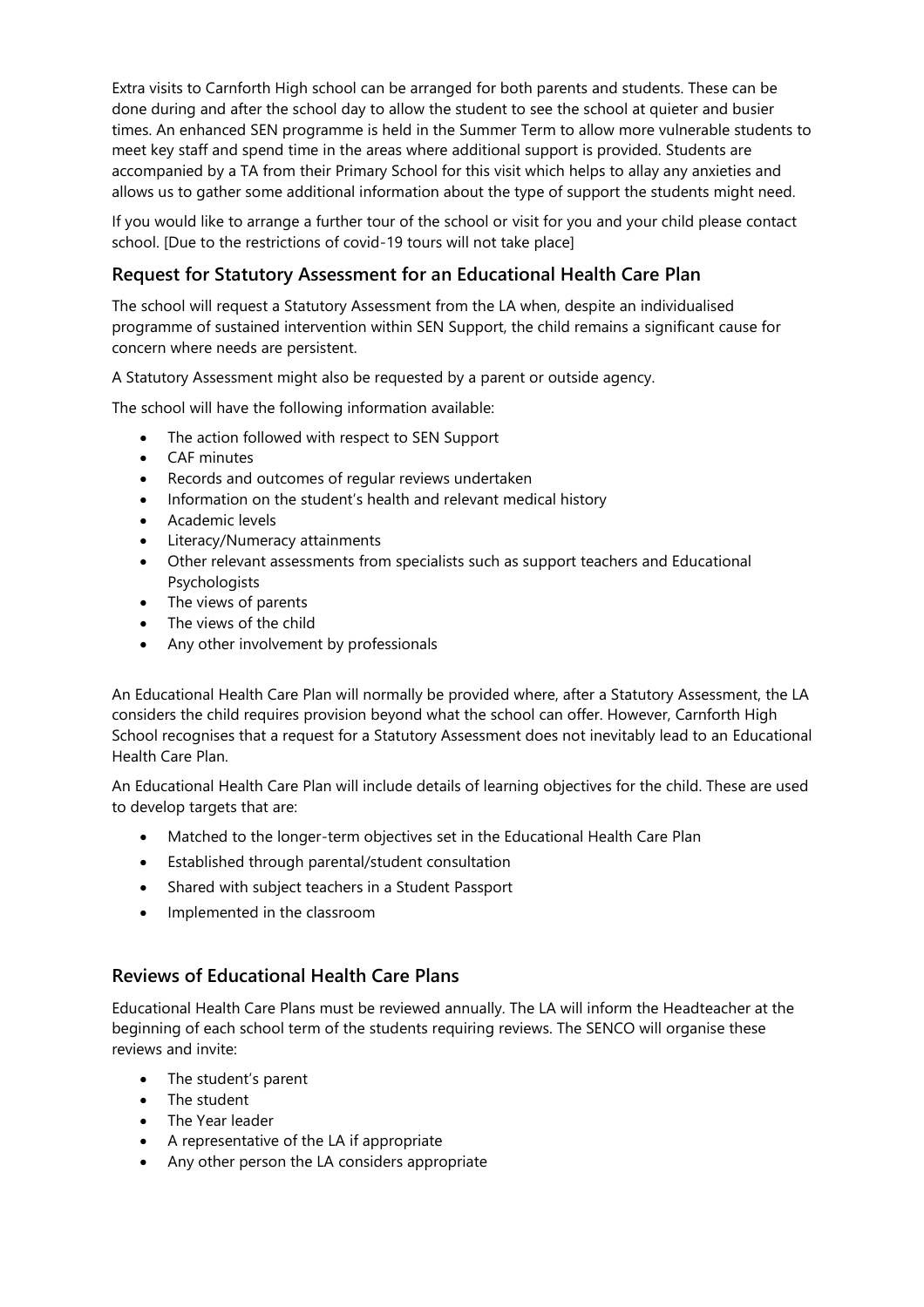Extra visits to Carnforth High school can be arranged for both parents and students. These can be done during and after the school day to allow the student to see the school at quieter and busier times. An enhanced SEN programme is held in the Summer Term to allow more vulnerable students to meet key staff and spend time in the areas where additional support is provided. Students are accompanied by a TA from their Primary School for this visit which helps to allay any anxieties and allows us to gather some additional information about the type of support the students might need.

If you would like to arrange a further tour of the school or visit for you and your child please contact school. [Due to the restrictions of covid-19 tours will not take place]

## Request for Statutory Assessment for an Educational Health Care Plan

The school will request a Statutory Assessment from the LA when, despite an individualised programme of sustained intervention within SEN Support, the child remains a significant cause for concern where needs are persistent.

A Statutory Assessment might also be requested by a parent or outside agency.

The school will have the following information available:

- The action followed with respect to SEN Support
- CAF minutes
- Records and outcomes of regular reviews undertaken
- Information on the student's health and relevant medical history
- Academic levels
- Literacy/Numeracy attainments
- Other relevant assessments from specialists such as support teachers and Educational Psychologists
- The views of parents
- The views of the child
- Any other involvement by professionals

An Educational Health Care Plan will normally be provided where, after a Statutory Assessment, the LA considers the child requires provision beyond what the school can offer. However, Carnforth High School recognises that a request for a Statutory Assessment does not inevitably lead to an Educational Health Care Plan.

An Educational Health Care Plan will include details of learning objectives for the child. These are used to develop targets that are:

- Matched to the longer-term objectives set in the Educational Health Care Plan
- Established through parental/student consultation
- Shared with subject teachers in a Student Passport
- Implemented in the classroom

## Reviews of Educational Health Care Plans

Educational Health Care Plans must be reviewed annually. The LA will inform the Headteacher at the beginning of each school term of the students requiring reviews. The SENCO will organise these reviews and invite:

- The student's parent
- The student
- The Year leader
- A representative of the LA if appropriate
- Any other person the LA considers appropriate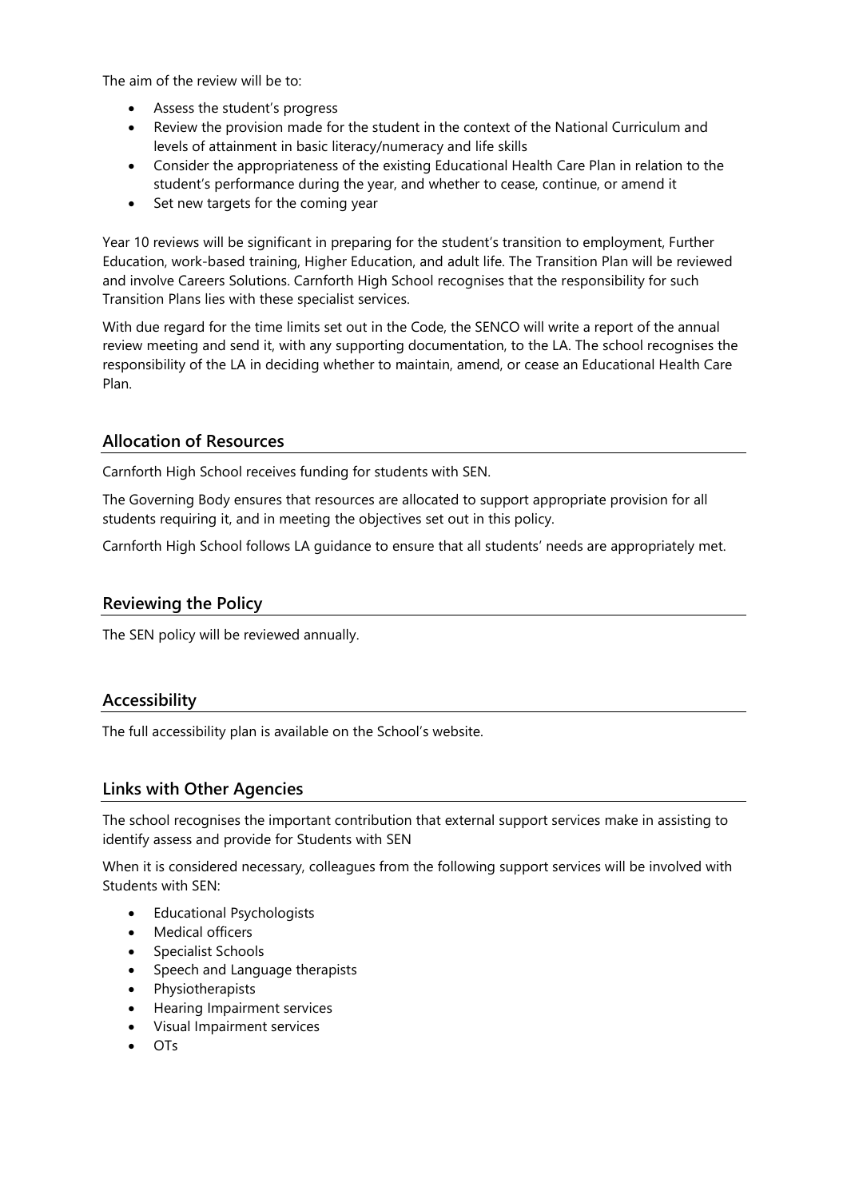The aim of the review will be to:

- Assess the student's progress
- Review the provision made for the student in the context of the National Curriculum and levels of attainment in basic literacy/numeracy and life skills
- Consider the appropriateness of the existing Educational Health Care Plan in relation to the student's performance during the year, and whether to cease, continue, or amend it
- Set new targets for the coming year

Year 10 reviews will be significant in preparing for the student's transition to employment, Further Education, work-based training, Higher Education, and adult life. The Transition Plan will be reviewed and involve Careers Solutions. Carnforth High School recognises that the responsibility for such Transition Plans lies with these specialist services.

With due regard for the time limits set out in the Code, the SENCO will write a report of the annual review meeting and send it, with any supporting documentation, to the LA. The school recognises the responsibility of the LA in deciding whether to maintain, amend, or cease an Educational Health Care Plan.

## Allocation of Resources

Carnforth High School receives funding for students with SEN.

The Governing Body ensures that resources are allocated to support appropriate provision for all students requiring it, and in meeting the objectives set out in this policy.

Carnforth High School follows LA guidance to ensure that all students' needs are appropriately met.

## Reviewing the Policy

The SEN policy will be reviewed annually.

## Accessibility

The full accessibility plan is available on the School's website.

## Links with Other Agencies

The school recognises the important contribution that external support services make in assisting to identify assess and provide for Students with SEN

When it is considered necessary, colleagues from the following support services will be involved with Students with SEN:

- Educational Psychologists
- Medical officers
- Specialist Schools
- Speech and Language therapists
- Physiotherapists
- Hearing Impairment services
- Visual Impairment services
- OTs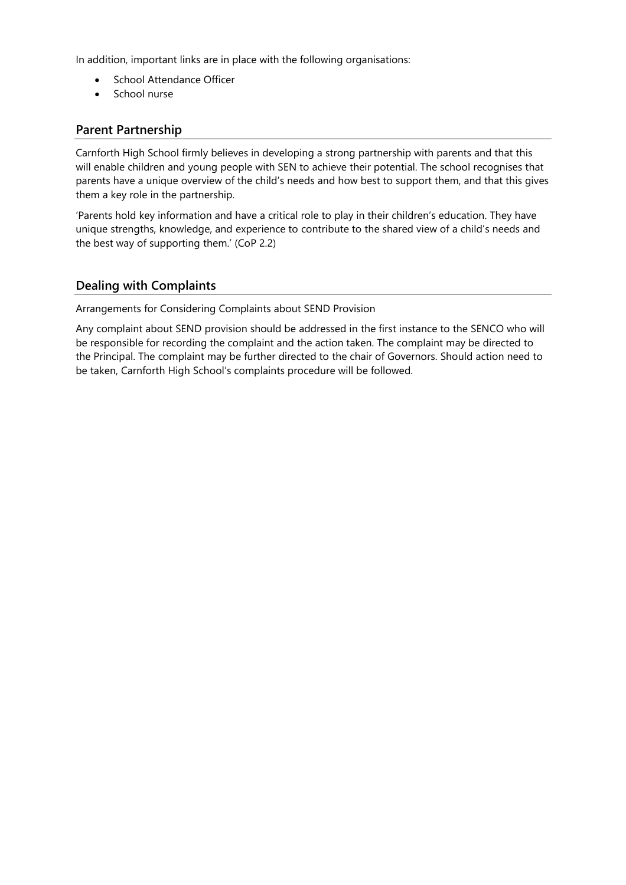In addition, important links are in place with the following organisations:

- School Attendance Officer
- School nurse

## Parent Partnership

Carnforth High School firmly believes in developing a strong partnership with parents and that this will enable children and young people with SEN to achieve their potential. The school recognises that parents have a unique overview of the child's needs and how best to support them, and that this gives them a key role in the partnership.

'Parents hold key information and have a critical role to play in their children's education. They have unique strengths, knowledge, and experience to contribute to the shared view of a child's needs and the best way of supporting them.' (CoP 2.2)

## Dealing with Complaints

Arrangements for Considering Complaints about SEND Provision

Any complaint about SEND provision should be addressed in the first instance to the SENCO who will be responsible for recording the complaint and the action taken. The complaint may be directed to the Principal. The complaint may be further directed to the chair of Governors. Should action need to be taken, Carnforth High School's complaints procedure will be followed.